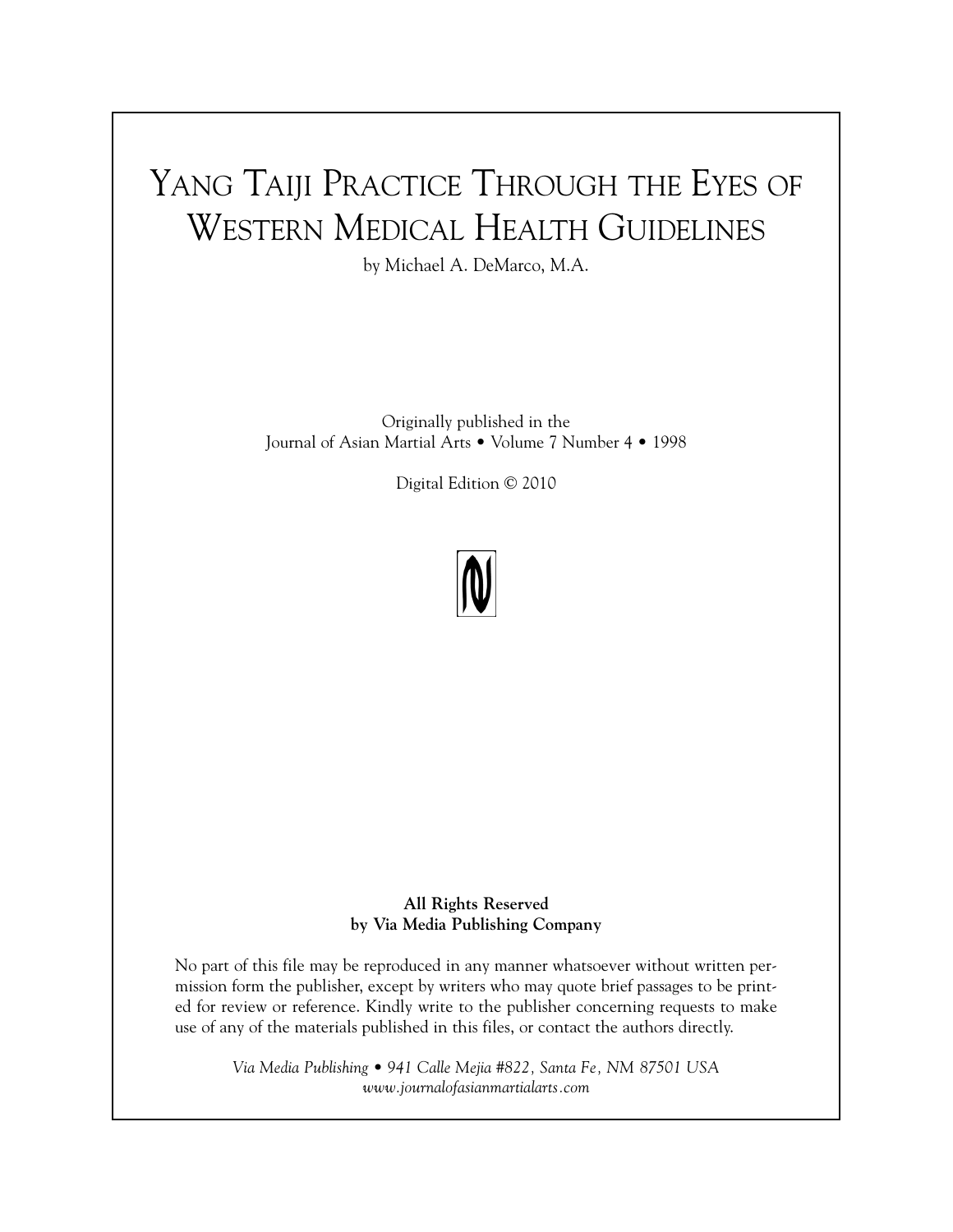# Yang Taiji Practice Through the Eyes of Western Medical Health Guidelines

by Michael A. DeMarco, M.A.

Originally published in the
Journal of Asian Martial Arts • Volume 7 Number 4 • 1998

Digital Edition © 2010

**All Rights Reserved**
**by Via Media Publishing Company**

No part of this file may be reproduced in any manner whatsoever without written permission form the publisher, except by writers who may quote brief passages to be printed for review or reference. Kindly write to the publisher concerning requests to make use of any of the materials published in this files, or contact the authors directly.

*Via Media Publishing • 941 Calle Mejia #822, Santa Fe, NM 87501 USA*
*www.journalofasianmartialarts.com*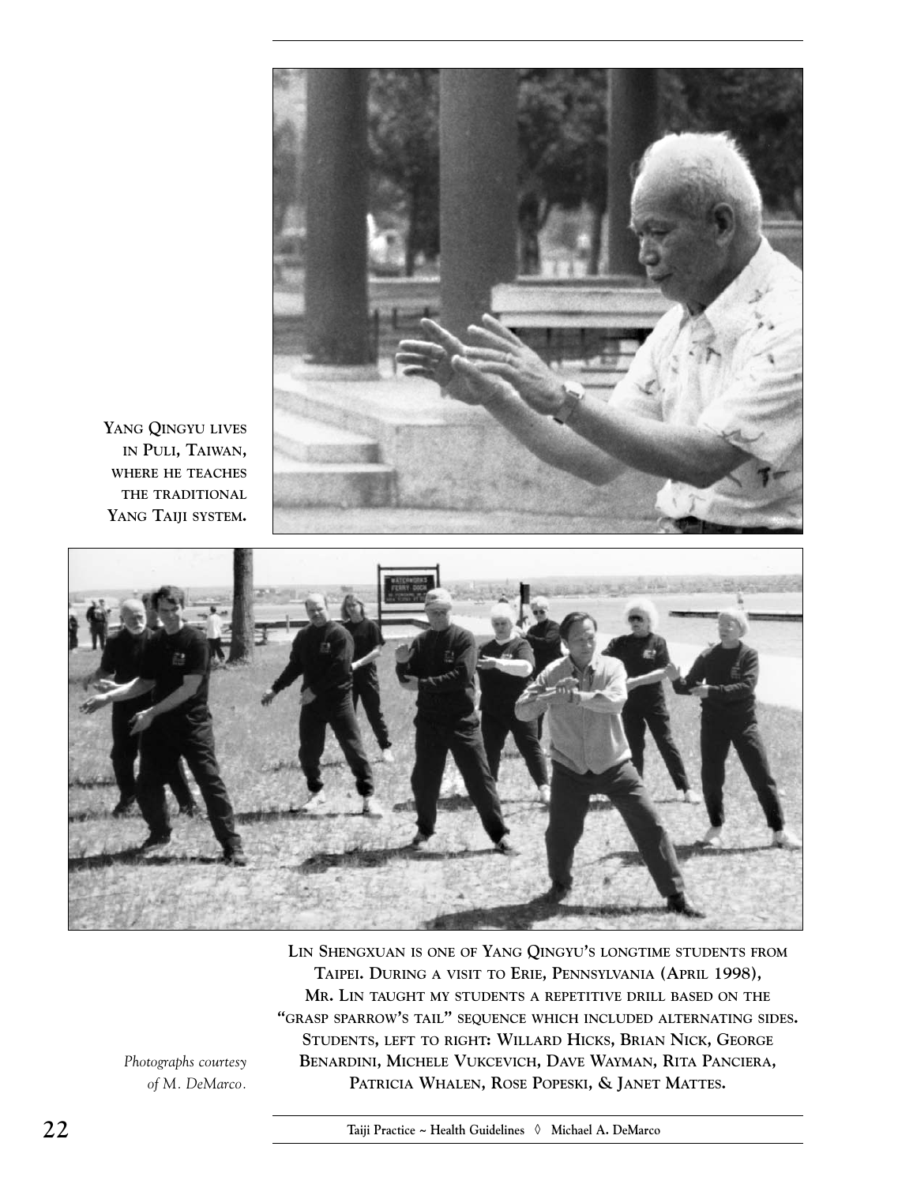Yang Qingyu lives in Puli, Taiwan, where he teaches the traditional Yang Taiji system.

Lin Shengxuan is one of Yang Qingyu's longtime students from Taipei. During a visit to Erie, Pennsylvania (April 1998), Mr. Lin taught my students a repetitive drill based on the "grasp sparrow's tail" sequence which included alternating sides. Students, left to right: Willard Hicks, Brian Nick, George Benardini, Michele Vukcevich, Dave Wayman, Rita Panciera, Patricia Whalen, Rose Popeski, & Janet Mattes.

*Photographs courtesy of M. DeMarco.*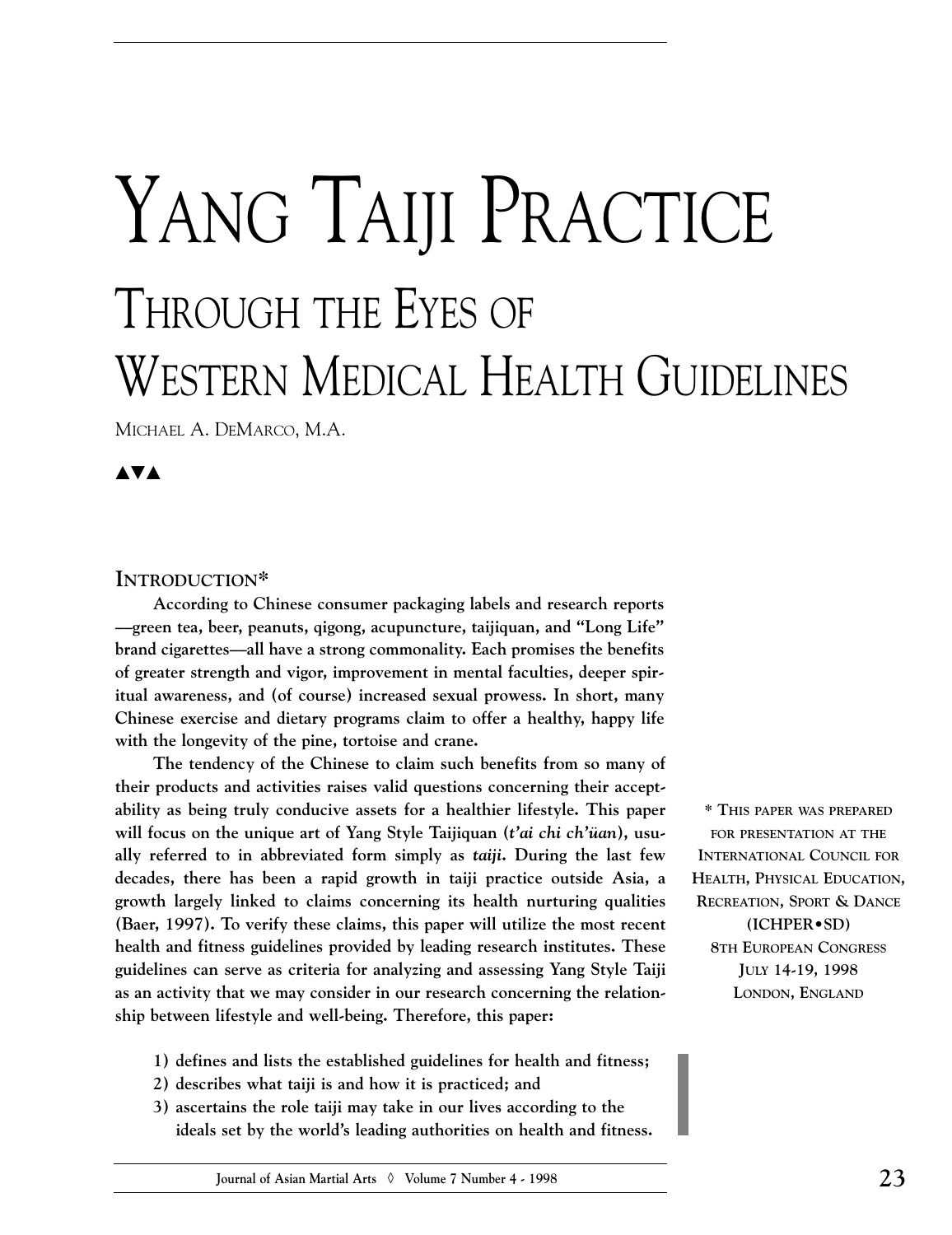# YANG TAIJI PRACTICE

## THROUGH THE EYES OF WESTERN MEDICAL HEALTH GUIDELINES

MICHAEL A. DEMARCO, M.A.

▲▼▲

### INTRODUCTION*

**According to Chinese consumer packaging labels and research reports —green tea, beer, peanuts, qigong, acupuncture, taijiquan, and "Long Life" brand cigarettes—all have a strong commonality. Each promises the benefits of greater strength and vigor, improvement in mental faculties, deeper spiritual awareness, and (of course) increased sexual prowess. In short, many Chinese exercise and dietary programs claim to offer a healthy, happy life with the longevity of the pine, tortoise and crane.**

**The tendency of the Chinese to claim such benefits from so many of their products and activities raises valid questions concerning their acceptability as being truly conducive assets for a healthier lifestyle. This paper will focus on the unique art of Yang Style Taijiquan (*t'ai chi ch'üan*), usually referred to in abbreviated form simply as *taiji*. During the last few decades, there has been a rapid growth in taiji practice outside Asia, a growth largely linked to claims concerning its health nurturing qualities (Baer, 1997). To verify these claims, this paper will utilize the most recent health and fitness guidelines provided by leading research institutes. These guidelines can serve as criteria for analyzing and assessing Yang Style Taiji as an activity that we may consider in our research concerning the relationship between lifestyle and well-being. Therefore, this paper:**

1) **defines and lists the established guidelines for health and fitness;**
2) **describes what taiji is and how it is practiced; and**
3) **ascertains the role taiji may take in our lives according to the ideals set by the world's leading authorities on health and fitness.**

**\* This paper was prepared for presentation at the International Council for Health, Physical Education, Recreation, Sport & Dance (ICHPER•SD) 8th European Congress July 14-19, 1998 London, England**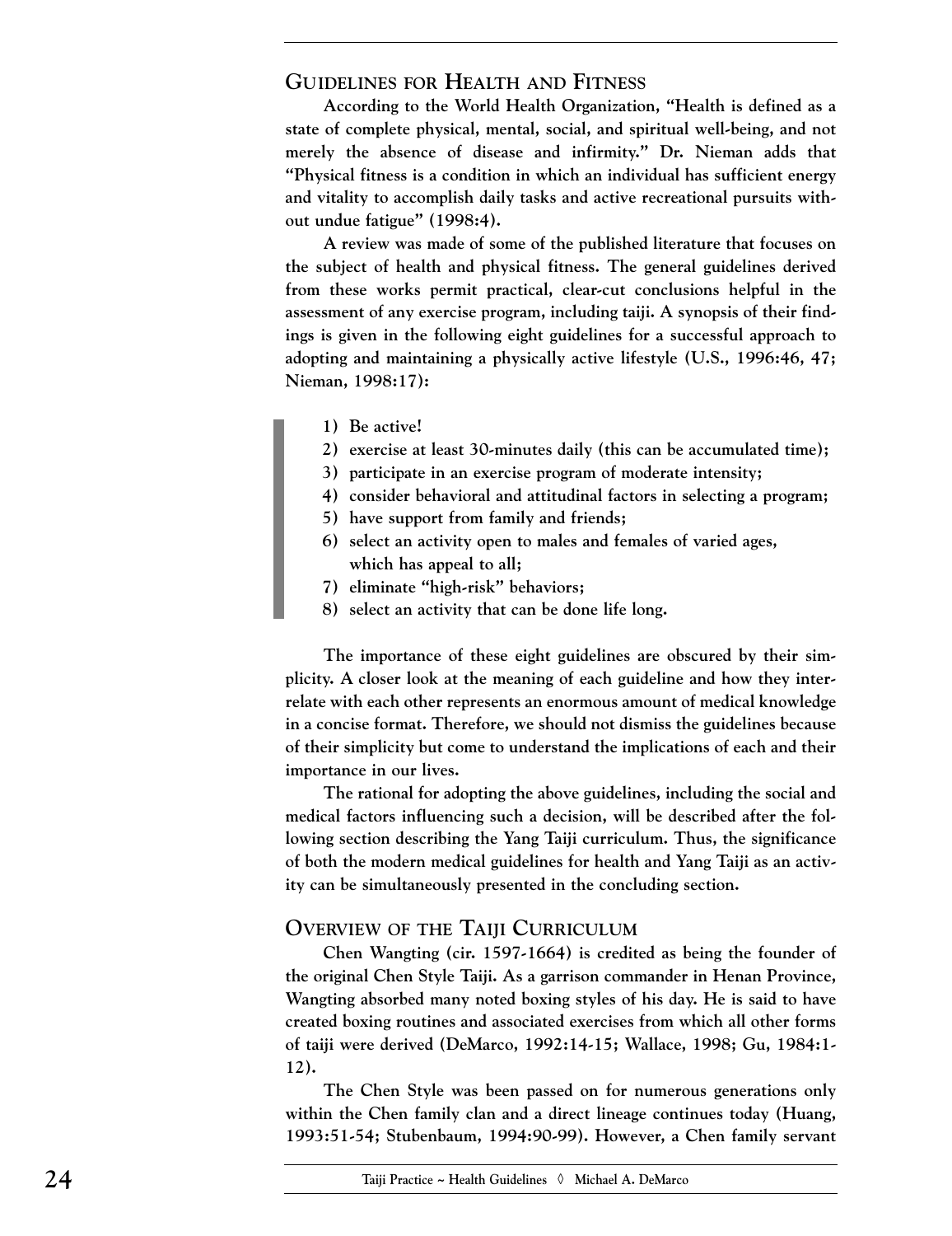## Guidelines for Health and Fitness

According to the World Health Organization, "Health is defined as a state of complete physical, mental, social, and spiritual well-being, and not merely the absence of disease and infirmity." Dr. Nieman adds that "Physical fitness is a condition in which an individual has sufficient energy and vitality to accomplish daily tasks and active recreational pursuits without undue fatigue" (1998:4).

A review was made of some of the published literature that focuses on the subject of health and physical fitness. The general guidelines derived from these works permit practical, clear-cut conclusions helpful in the assessment of any exercise program, including taiji. A synopsis of their findings is given in the following eight guidelines for a successful approach to adopting and maintaining a physically active lifestyle (U.S., 1996:46, 47; Nieman, 1998:17):

1) Be active!
2) exercise at least 30-minutes daily (this can be accumulated time);
3) participate in an exercise program of moderate intensity;
4) consider behavioral and attitudinal factors in selecting a program;
5) have support from family and friends;
6) select an activity open to males and females of varied ages, which has appeal to all;
7) eliminate "high-risk" behaviors;
8) select an activity that can be done life long.

The importance of these eight guidelines are obscured by their simplicity. A closer look at the meaning of each guideline and how they interrelate with each other represents an enormous amount of medical knowledge in a concise format. Therefore, we should not dismiss the guidelines because of their simplicity but come to understand the implications of each and their importance in our lives.

The rational for adopting the above guidelines, including the social and medical factors influencing such a decision, will be described after the following section describing the Yang Taiji curriculum. Thus, the significance of both the modern medical guidelines for health and Yang Taiji as an activity can be simultaneously presented in the concluding section.

## Overview of the Taiji Curriculum

Chen Wangting (cir. 1597-1664) is credited as being the founder of the original Chen Style Taiji. As a garrison commander in Henan Province, Wangting absorbed many noted boxing styles of his day. He is said to have created boxing routines and associated exercises from which all other forms of taiji were derived (DeMarco, 1992:14-15; Wallace, 1998; Gu, 1984:1-12).

The Chen Style was been passed on for numerous generations only within the Chen family clan and a direct lineage continues today (Huang, 1993:51-54; Stubenbaum, 1994:90-99). However, a Chen family servant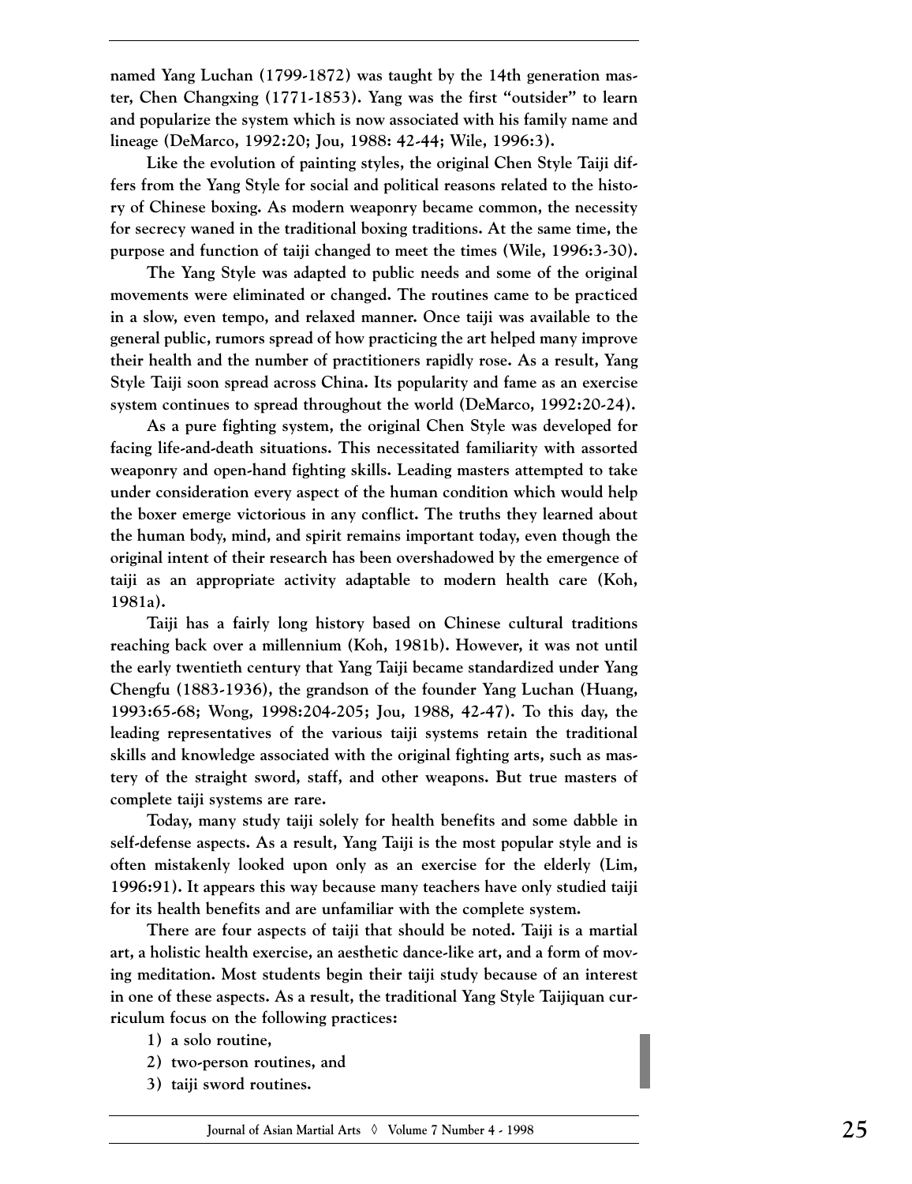named Yang Luchan (1799-1872) was taught by the 14th generation master, Chen Changxing (1771-1853). Yang was the first "outsider" to learn and popularize the system which is now associated with his family name and lineage (DeMarco, 1992:20; Jou, 1988: 42-44; Wile, 1996:3).

Like the evolution of painting styles, the original Chen Style Taiji differs from the Yang Style for social and political reasons related to the history of Chinese boxing. As modern weaponry became common, the necessity for secrecy waned in the traditional boxing traditions. At the same time, the purpose and function of taiji changed to meet the times (Wile, 1996:3-30).

The Yang Style was adapted to public needs and some of the original movements were eliminated or changed. The routines came to be practiced in a slow, even tempo, and relaxed manner. Once taiji was available to the general public, rumors spread of how practicing the art helped many improve their health and the number of practitioners rapidly rose. As a result, Yang Style Taiji soon spread across China. Its popularity and fame as an exercise system continues to spread throughout the world (DeMarco, 1992:20-24).

As a pure fighting system, the original Chen Style was developed for facing life-and-death situations. This necessitated familiarity with assorted weaponry and open-hand fighting skills. Leading masters attempted to take under consideration every aspect of the human condition which would help the boxer emerge victorious in any conflict. The truths they learned about the human body, mind, and spirit remains important today, even though the original intent of their research has been overshadowed by the emergence of taiji as an appropriate activity adaptable to modern health care (Koh, 1981a).

Taiji has a fairly long history based on Chinese cultural traditions reaching back over a millennium (Koh, 1981b). However, it was not until the early twentieth century that Yang Taiji became standardized under Yang Chengfu (1883-1936), the grandson of the founder Yang Luchan (Huang, 1993:65-68; Wong, 1998:204-205; Jou, 1988, 42-47). To this day, the leading representatives of the various taiji systems retain the traditional skills and knowledge associated with the original fighting arts, such as mastery of the straight sword, staff, and other weapons. But true masters of complete taiji systems are rare.

Today, many study taiji solely for health benefits and some dabble in self-defense aspects. As a result, Yang Taiji is the most popular style and is often mistakenly looked upon only as an exercise for the elderly (Lim, 1996:91). It appears this way because many teachers have only studied taiji for its health benefits and are unfamiliar with the complete system.

There are four aspects of taiji that should be noted. Taiji is a martial art, a holistic health exercise, an aesthetic dance-like art, and a form of moving meditation. Most students begin their taiji study because of an interest in one of these aspects. As a result, the traditional Yang Style Taijiquan curriculum focus on the following practices:

1) a solo routine,
2) two-person routines, and
3) taiji sword routines.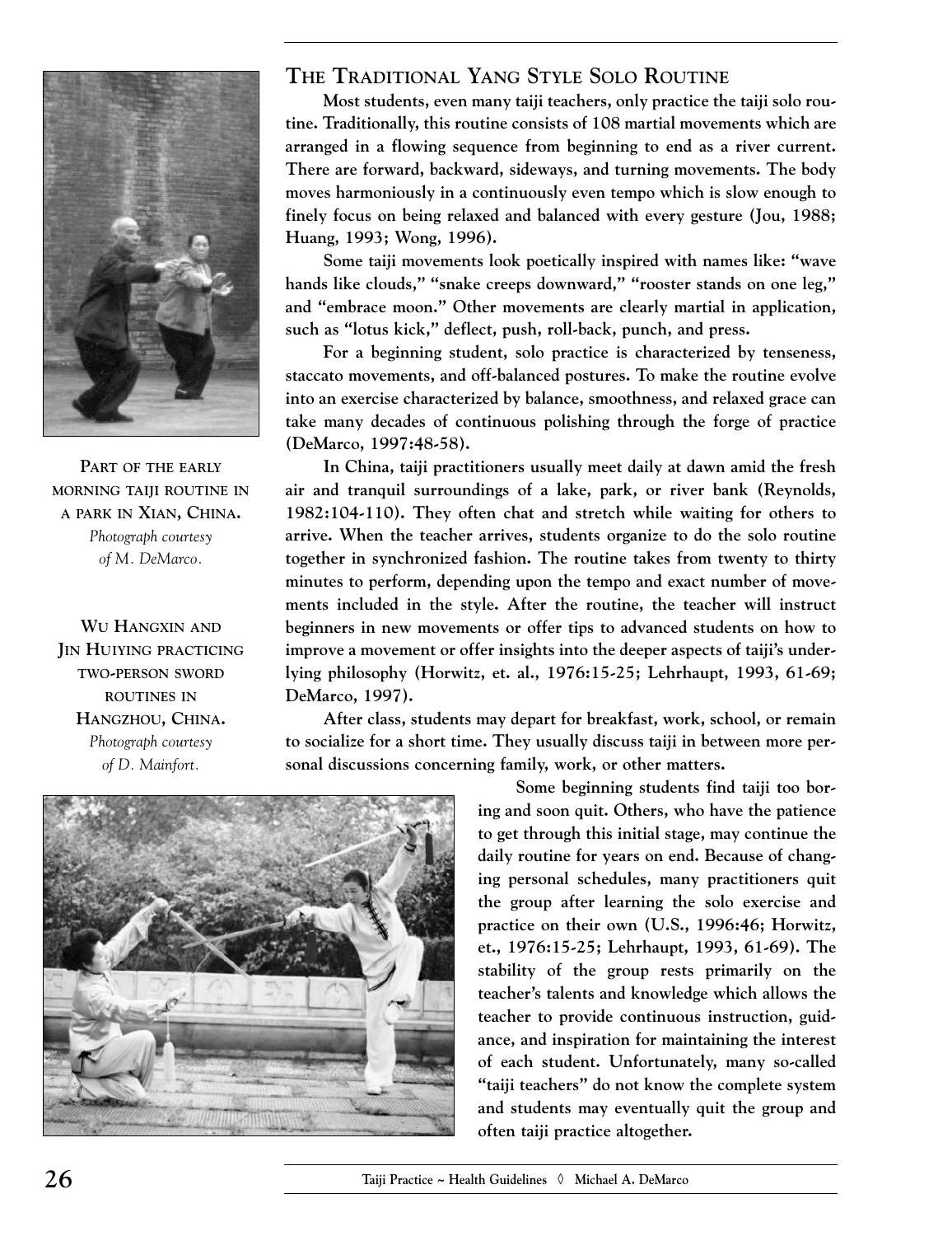## The Traditional Yang Style Solo Routine

Most students, even many taiji teachers, only practice the taiji solo routine. Traditionally, this routine consists of 108 martial movements which are arranged in a flowing sequence from beginning to end as a river current. There are forward, backward, sideways, and turning movements. The body moves harmoniously in a continuously even tempo which is slow enough to finely focus on being relaxed and balanced with every gesture (Jou, 1988; Huang, 1993; Wong, 1996).

Some taiji movements look poetically inspired with names like: "wave hands like clouds," "snake creeps downward," "rooster stands on one leg," and "embrace moon." Other movements are clearly martial in application, such as "lotus kick," deflect, push, roll-back, punch, and press.

For a beginning student, solo practice is characterized by tenseness, staccato movements, and off-balanced postures. To make the routine evolve into an exercise characterized by balance, smoothness, and relaxed grace can take many decades of continuous polishing through the forge of practice (DeMarco, 1997:48-58).

In China, taiji practitioners usually meet daily at dawn amid the fresh air and tranquil surroundings of a lake, park, or river bank (Reynolds, 1982:104-110). They often chat and stretch while waiting for others to arrive. When the teacher arrives, students organize to do the solo routine together in synchronized fashion. The routine takes from twenty to thirty minutes to perform, depending upon the tempo and exact number of movements included in the style. After the routine, the teacher will instruct beginners in new movements or offer tips to advanced students on how to improve a movement or offer insights into the deeper aspects of taiji's underlying philosophy (Horwitz, et. al., 1976:15-25; Lehrhaupt, 1993, 61-69; DeMarco, 1997).

After class, students may depart for breakfast, work, school, or remain to socialize for a short time. They usually discuss taiji in between more personal discussions concerning family, work, or other matters.

Some beginning students find taiji too boring and soon quit. Others, who have the patience to get through this initial stage, may continue the daily routine for years on end. Because of changing personal schedules, many practitioners quit the group after learning the solo exercise and practice on their own (U.S., 1996:46; Horwitz, et., 1976:15-25; Lehrhaupt, 1993, 61-69). The stability of the group rests primarily on the teacher's talents and knowledge which allows the teacher to provide continuous instruction, guidance, and inspiration for maintaining the interest of each student. Unfortunately, many so-called "taiji teachers" do not know the complete system and students may eventually quit the group and often taiji practice altogether.

Part of the early morning taiji routine in a park in Xian, China.
*Photograph courtesy of M. DeMarco.*

Wu Hangxin and Jin Huiying practicing two-person sword routines in Hangzhou, China.
*Photograph courtesy of D. Mainfort.*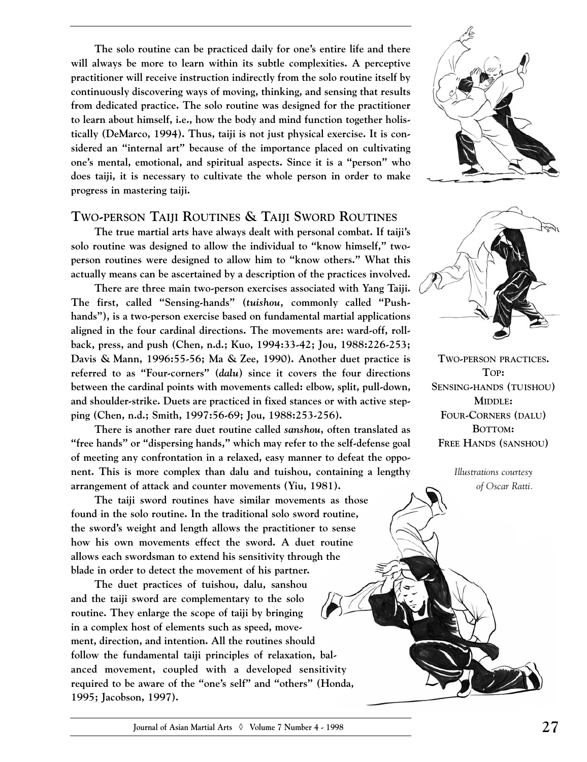The solo routine can be practiced daily for one's entire life and there will always be more to learn within its subtle complexities. A perceptive practitioner will receive instruction indirectly from the solo routine itself by continuously discovering ways of moving, thinking, and sensing that results from dedicated practice. The solo routine was designed for the practitioner to learn about himself, i.e., how the body and mind function together holistically (DeMarco, 1994). Thus, taiji is not just physical exercise. It is considered an "internal art" because of the importance placed on cultivating one's mental, emotional, and spiritual aspects. Since it is a "person" who does taiji, it is necessary to cultivate the whole person in order to make progress in mastering taiji.

## Two-person Taiji Routines & Taiji Sword Routines

The true martial arts have always dealt with personal combat. If taiji's solo routine was designed to allow the individual to "know himself," two-person routines were designed to allow him to "know others." What this actually means can be ascertained by a description of the practices involved.

There are three main two-person exercises associated with Yang Taiji. The first, called "Sensing-hands" (*tuishou*, commonly called "Push-hands"), is a two-person exercise based on fundamental martial applications aligned in the four cardinal directions. The movements are: ward-off, roll-back, press, and push (Chen, n.d.; Kuo, 1994:33-42; Jou, 1988:226-253; Davis & Mann, 1996:55-56; Ma & Zee, 1990). Another duet practice is referred to as "Four-corners" (*dalu*) since it covers the four directions between the cardinal points with movements called: elbow, split, pull-down, and shoulder-strike. Duets are practiced in fixed stances or with active stepping (Chen, n.d.; Smith, 1997:56-69; Jou, 1988:253-256).

There is another rare duet routine called *sanshou*, often translated as "free hands" or "dispersing hands," which may refer to the self-defense goal of meeting any confrontation in a relaxed, easy manner to defeat the opponent. This is more complex than dalu and tuishou, containing a lengthy arrangement of attack and counter movements (Yiu, 1981).

The taiji sword routines have similar movements as those found in the solo routine. In the traditional solo sword routine, the sword's weight and length allows the practitioner to sense how his own movements effect the sword. A duet routine allows each swordsman to extend his sensitivity through the blade in order to detect the movement of his partner.

The duet practices of tuishou, dalu, sanshou and the taiji sword are complementary to the solo routine. They enlarge the scope of taiji by bringing in a complex host of elements such as speed, movement, direction, and intention. All the routines should follow the fundamental taiji principles of relaxation, balanced movement, coupled with a developed sensitivity required to be aware of the "one's self" and "others" (Honda, 1995; Jacobson, 1997).

Two-person practices. Top: Sensing-hands (tuishou) Middle: Four-corners (dalu) Bottom: Free Hands (sanshou)

*Illustrations courtesy of Oscar Ratti.*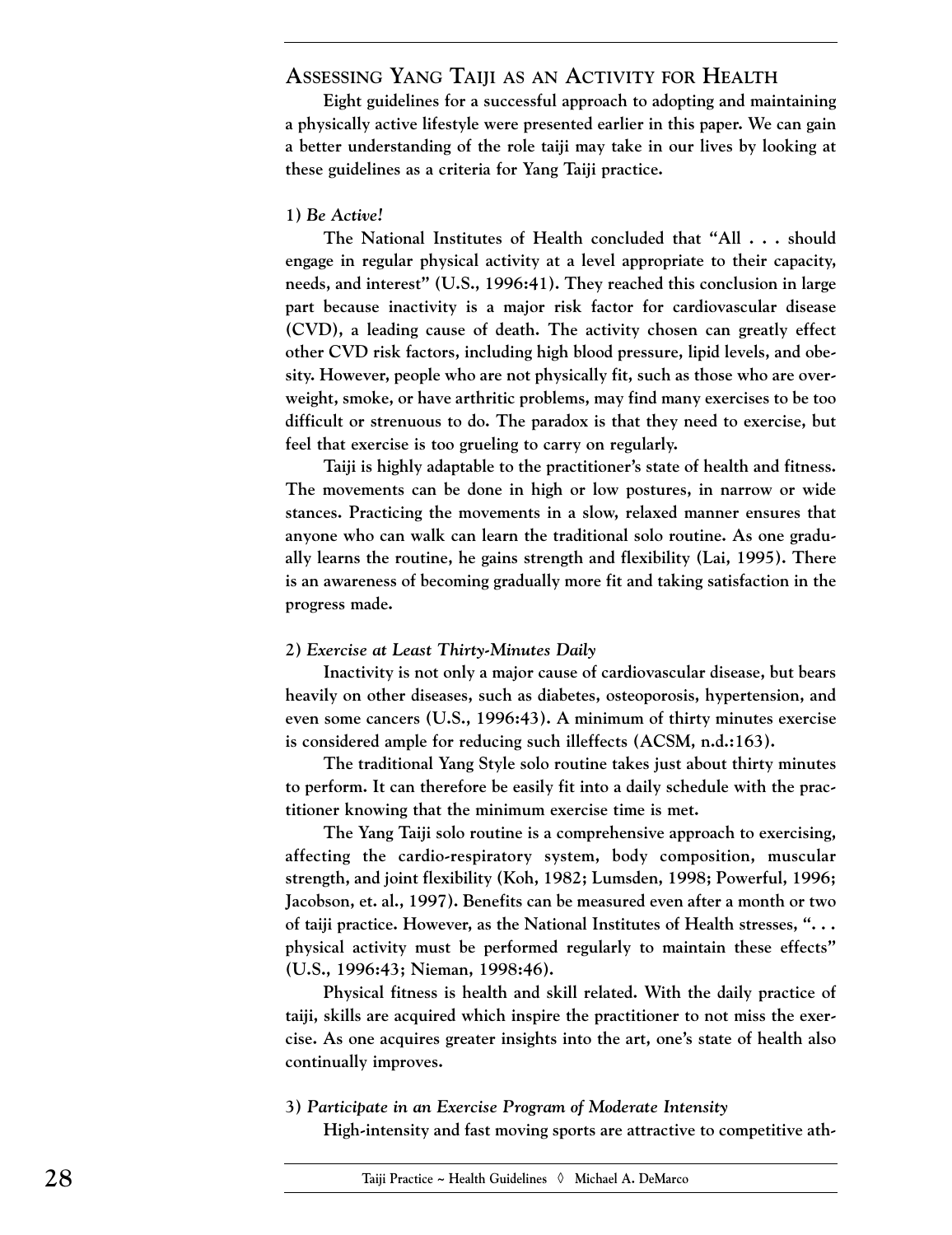## Assessing Yang Taiji as an Activity for Health

Eight guidelines for a successful approach to adopting and maintaining a physically active lifestyle were presented earlier in this paper. We can gain a better understanding of the role taiji may take in our lives by looking at these guidelines as a criteria for Yang Taiji practice.

### 1) *Be Active!*

The National Institutes of Health concluded that "All . . . should engage in regular physical activity at a level appropriate to their capacity, needs, and interest" (U.S., 1996:41). They reached this conclusion in large part because inactivity is a major risk factor for cardiovascular disease (CVD), a leading cause of death. The activity chosen can greatly effect other CVD risk factors, including high blood pressure, lipid levels, and obesity. However, people who are not physically fit, such as those who are overweight, smoke, or have arthritic problems, may find many exercises to be too difficult or strenuous to do. The paradox is that they need to exercise, but feel that exercise is too grueling to carry on regularly.

Taiji is highly adaptable to the practitioner's state of health and fitness. The movements can be done in high or low postures, in narrow or wide stances. Practicing the movements in a slow, relaxed manner ensures that anyone who can walk can learn the traditional solo routine. As one gradually learns the routine, he gains strength and flexibility (Lai, 1995). There is an awareness of becoming gradually more fit and taking satisfaction in the progress made.

### 2) *Exercise at Least Thirty-Minutes Daily*

Inactivity is not only a major cause of cardiovascular disease, but bears heavily on other diseases, such as diabetes, osteoporosis, hypertension, and even some cancers (U.S., 1996:43). A minimum of thirty minutes exercise is considered ample for reducing such illeffects (ACSM, n.d.:163).

The traditional Yang Style solo routine takes just about thirty minutes to perform. It can therefore be easily fit into a daily schedule with the practitioner knowing that the minimum exercise time is met.

The Yang Taiji solo routine is a comprehensive approach to exercising, affecting the cardio-respiratory system, body composition, muscular strength, and joint flexibility (Koh, 1982; Lumsden, 1998; Powerful, 1996; Jacobson, et. al., 1997). Benefits can be measured even after a month or two of taiji practice. However, as the National Institutes of Health stresses, ". . . physical activity must be performed regularly to maintain these effects" (U.S., 1996:43; Nieman, 1998:46).

Physical fitness is health and skill related. With the daily practice of taiji, skills are acquired which inspire the practitioner to not miss the exercise. As one acquires greater insights into the art, one's state of health also continually improves.

### 3) *Participate in an Exercise Program of Moderate Intensity*

High-intensity and fast moving sports are attractive to competitive ath-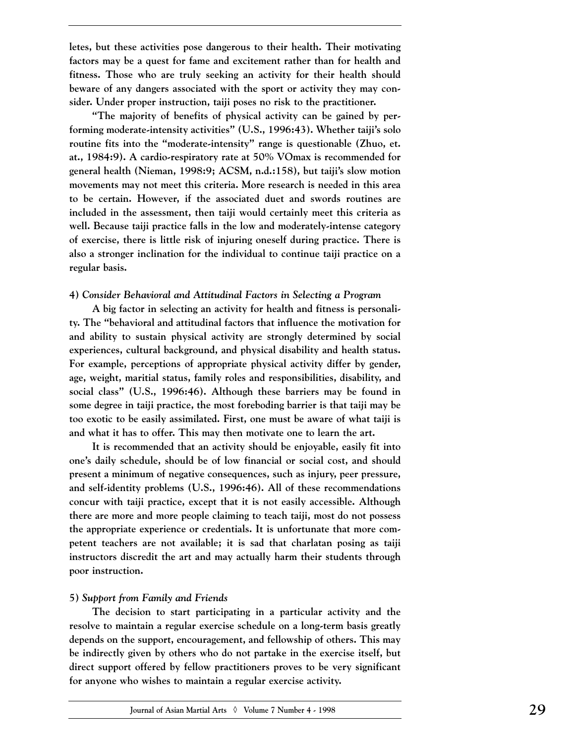letes, but these activities pose dangerous to their health. Their motivating factors may be a quest for fame and excitement rather than for health and fitness. Those who are truly seeking an activity for their health should beware of any dangers associated with the sport or activity they may consider. Under proper instruction, taiji poses no risk to the practitioner.

"The majority of benefits of physical activity can be gained by performing moderate-intensity activities" (U.S., 1996:43). Whether taiji's solo routine fits into the "moderate-intensity" range is questionable (Zhuo, et. at., 1984:9). A cardio-respiratory rate at 50% VOmax is recommended for general health (Nieman, 1998:9; ACSM, n.d.:158), but taiji's slow motion movements may not meet this criteria. More research is needed in this area to be certain. However, if the associated duet and swords routines are included in the assessment, then taiji would certainly meet this criteria as well. Because taiji practice falls in the low and moderately-intense category of exercise, there is little risk of injuring oneself during practice. There is also a stronger inclination for the individual to continue taiji practice on a regular basis.

4) *Consider Behavioral and Attitudinal Factors in Selecting a Program*

A big factor in selecting an activity for health and fitness is personality. The "behavioral and attitudinal factors that influence the motivation for and ability to sustain physical activity are strongly determined by social experiences, cultural background, and physical disability and health status. For example, perceptions of appropriate physical activity differ by gender, age, weight, maritial status, family roles and responsibilities, disability, and social class" (U.S., 1996:46). Although these barriers may be found in some degree in taiji practice, the most foreboding barrier is that taiji may be too exotic to be easily assimilated. First, one must be aware of what taiji is and what it has to offer. This may then motivate one to learn the art.

It is recommended that an activity should be enjoyable, easily fit into one's daily schedule, should be of low financial or social cost, and should present a minimum of negative consequences, such as injury, peer pressure, and self-identity problems (U.S., 1996:46). All of these recommendations concur with taiji practice, except that it is not easily accessible. Although there are more and more people claiming to teach taiji, most do not possess the appropriate experience or credentials. It is unfortunate that more competent teachers are not available; it is sad that charlatan posing as taiji instructors discredit the art and may actually harm their students through poor instruction.

5) *Support from Family and Friends*

The decision to start participating in a particular activity and the resolve to maintain a regular exercise schedule on a long-term basis greatly depends on the support, encouragement, and fellowship of others. This may be indirectly given by others who do not partake in the exercise itself, but direct support offered by fellow practitioners proves to be very significant for anyone who wishes to maintain a regular exercise activity.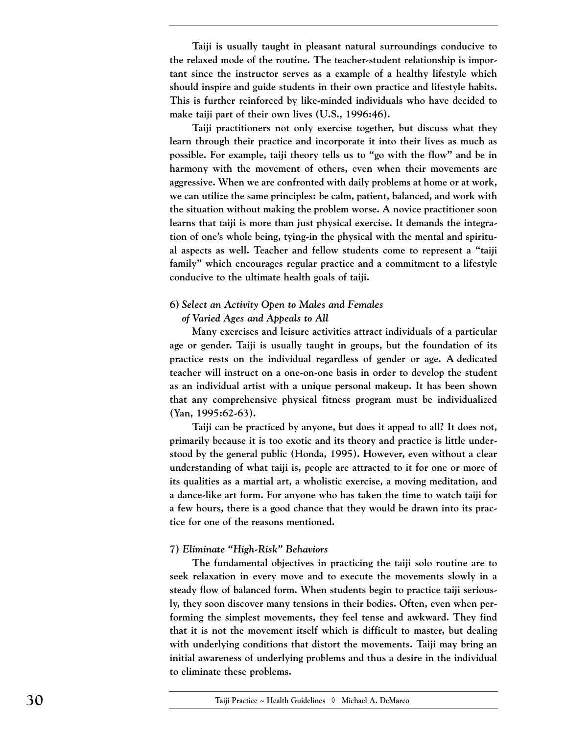Taiji is usually taught in pleasant natural surroundings conducive to the relaxed mode of the routine. The teacher-student relationship is important since the instructor serves as a example of a healthy lifestyle which should inspire and guide students in their own practice and lifestyle habits. This is further reinforced by like-minded individuals who have decided to make taiji part of their own lives (U.S., 1996:46).

Taiji practitioners not only exercise together, but discuss what they learn through their practice and incorporate it into their lives as much as possible. For example, taiji theory tells us to "go with the flow" and be in harmony with the movement of others, even when their movements are aggressive. When we are confronted with daily problems at home or at work, we can utilize the same principles: be calm, patient, balanced, and work with the situation without making the problem worse. A novice practitioner soon learns that taiji is more than just physical exercise. It demands the integration of one's whole being, tying-in the physical with the mental and spiritual aspects as well. Teacher and fellow students come to represent a "taiji family" which encourages regular practice and a commitment to a lifestyle conducive to the ultimate health goals of taiji.

### 6) *Select an Activity Open to Males and Females of Varied Ages and Appeals to All*

Many exercises and leisure activities attract individuals of a particular age or gender. Taiji is usually taught in groups, but the foundation of its practice rests on the individual regardless of gender or age. A dedicated teacher will instruct on a one-on-one basis in order to develop the student as an individual artist with a unique personal makeup. It has been shown that any comprehensive physical fitness program must be individualized (Yan, 1995:62-63).

Taiji can be practiced by anyone, but does it appeal to all? It does not, primarily because it is too exotic and its theory and practice is little understood by the general public (Honda, 1995). However, even without a clear understanding of what taiji is, people are attracted to it for one or more of its qualities as a martial art, a wholistic exercise, a moving meditation, and a dance-like art form. For anyone who has taken the time to watch taiji for a few hours, there is a good chance that they would be drawn into its practice for one of the reasons mentioned.

### 7) *Eliminate "High-Risk" Behaviors*

The fundamental objectives in practicing the taiji solo routine are to seek relaxation in every move and to execute the movements slowly in a steady flow of balanced form. When students begin to practice taiji seriously, they soon discover many tensions in their bodies. Often, even when performing the simplest movements, they feel tense and awkward. They find that it is not the movement itself which is difficult to master, but dealing with underlying conditions that distort the movements. Taiji may bring an initial awareness of underlying problems and thus a desire in the individual to eliminate these problems.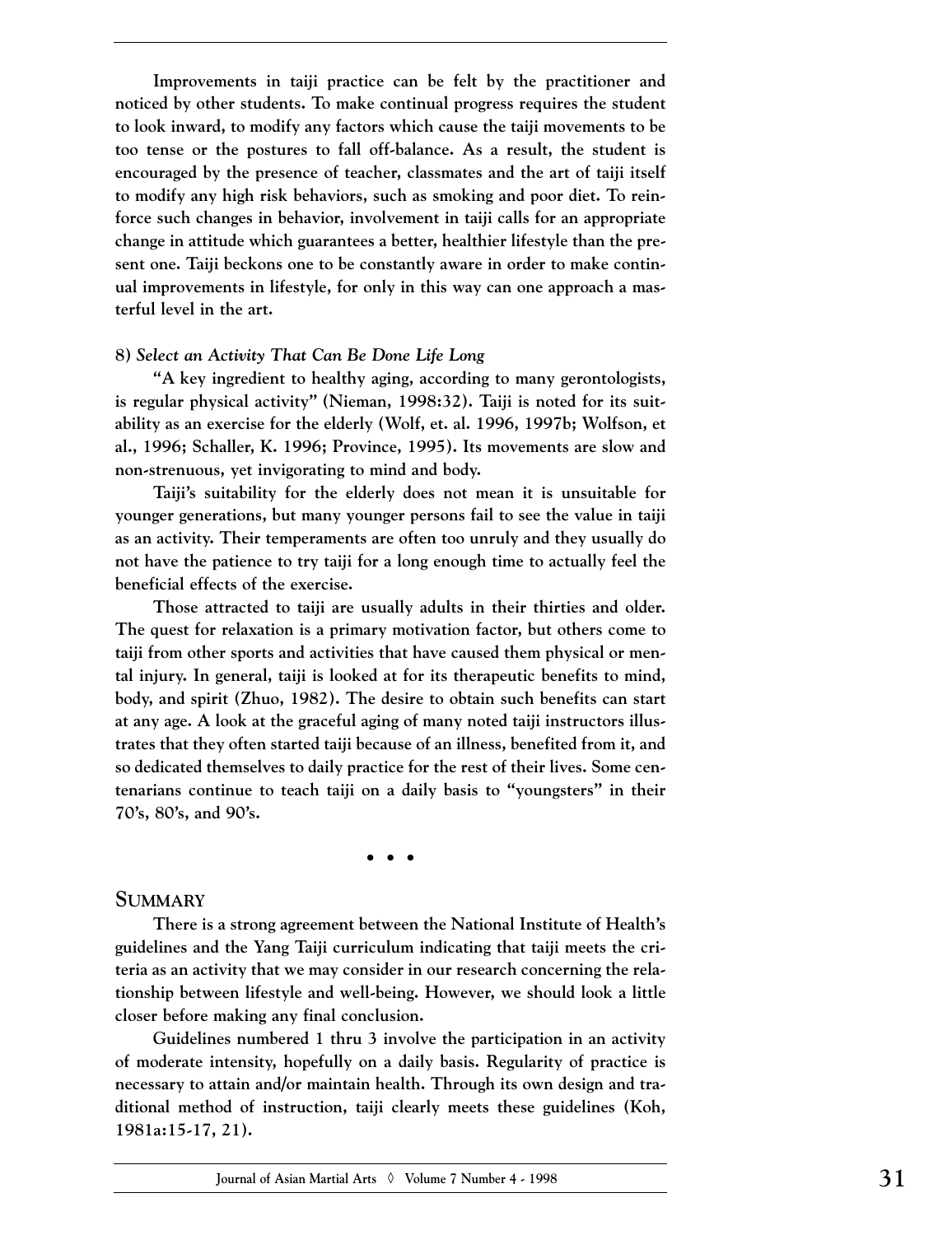Improvements in taiji practice can be felt by the practitioner and noticed by other students. To make continual progress requires the student to look inward, to modify any factors which cause the taiji movements to be too tense or the postures to fall off-balance. As a result, the student is encouraged by the presence of teacher, classmates and the art of taiji itself to modify any high risk behaviors, such as smoking and poor diet. To reinforce such changes in behavior, involvement in taiji calls for an appropriate change in attitude which guarantees a better, healthier lifestyle than the present one. Taiji beckons one to be constantly aware in order to make continual improvements in lifestyle, for only in this way can one approach a masterful level in the art.

#### 8) *Select an Activity That Can Be Done Life Long*

"A key ingredient to healthy aging, according to many gerontologists, is regular physical activity" (Nieman, 1998:32). Taiji is noted for its suitability as an exercise for the elderly (Wolf, et. al. 1996, 1997b; Wolfson, et al., 1996; Schaller, K. 1996; Province, 1995). Its movements are slow and non-strenuous, yet invigorating to mind and body.

Taiji's suitability for the elderly does not mean it is unsuitable for younger generations, but many younger persons fail to see the value in taiji as an activity. Their temperaments are often too unruly and they usually do not have the patience to try taiji for a long enough time to actually feel the beneficial effects of the exercise.

Those attracted to taiji are usually adults in their thirties and older. The quest for relaxation is a primary motivation factor, but others come to taiji from other sports and activities that have caused them physical or mental injury. In general, taiji is looked at for its therapeutic benefits to mind, body, and spirit (Zhuo, 1982). The desire to obtain such benefits can start at any age. A look at the graceful aging of many noted taiji instructors illustrates that they often started taiji because of an illness, benefited from it, and so dedicated themselves to daily practice for the rest of their lives. Some centenarians continue to teach taiji on a daily basis to "youngsters" in their 70's, 80's, and 90's.

• • •

## Summary

There is a strong agreement between the National Institute of Health's guidelines and the Yang Taiji curriculum indicating that taiji meets the criteria as an activity that we may consider in our research concerning the relationship between lifestyle and well-being. However, we should look a little closer before making any final conclusion.

Guidelines numbered 1 thru 3 involve the participation in an activity of moderate intensity, hopefully on a daily basis. Regularity of practice is necessary to attain and/or maintain health. Through its own design and traditional method of instruction, taiji clearly meets these guidelines (Koh, 1981a:15-17, 21).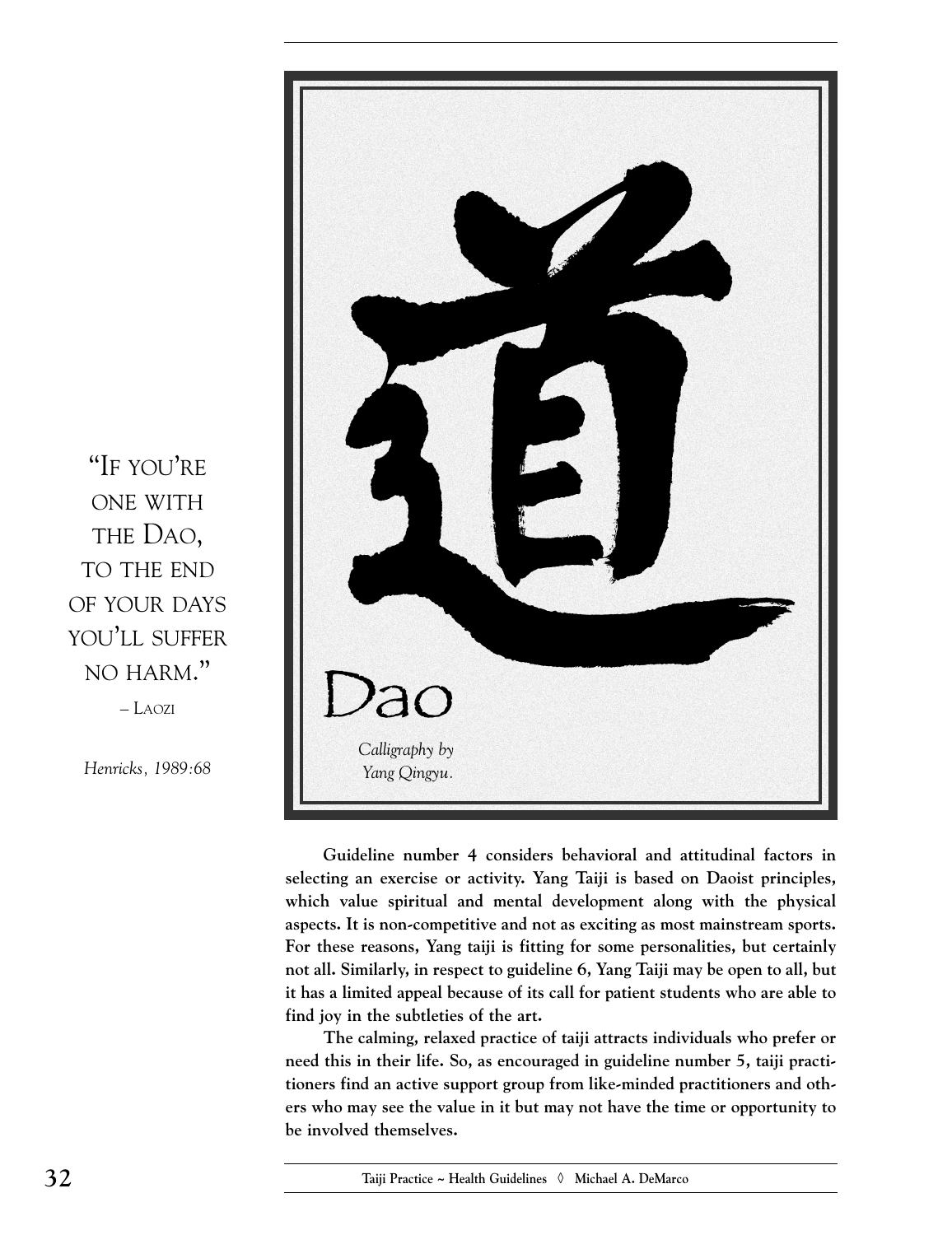"IF YOU'RE ONE WITH THE DAO, TO THE END OF YOUR DAYS YOU'LL SUFFER NO HARM."

– LAOZI

*Henricks, 1989:68*

道

Dao

*Calligraphy by Yang Qingyu.*

**Guideline number 4 considers behavioral and attitudinal factors in selecting an exercise or activity. Yang Taiji is based on Daoist principles, which value spiritual and mental development along with the physical aspects. It is non-competitive and not as exciting as most mainstream sports. For these reasons, Yang taiji is fitting for some personalities, but certainly not all. Similarly, in respect to guideline 6, Yang Taiji may be open to all, but it has a limited appeal because of its call for patient students who are able to find joy in the subtleties of the art.**

**The calming, relaxed practice of taiji attracts individuals who prefer or need this in their life. So, as encouraged in guideline number 5, taiji practitioners find an active support group from like-minded practitioners and others who may see the value in it but may not have the time or opportunity to be involved themselves.**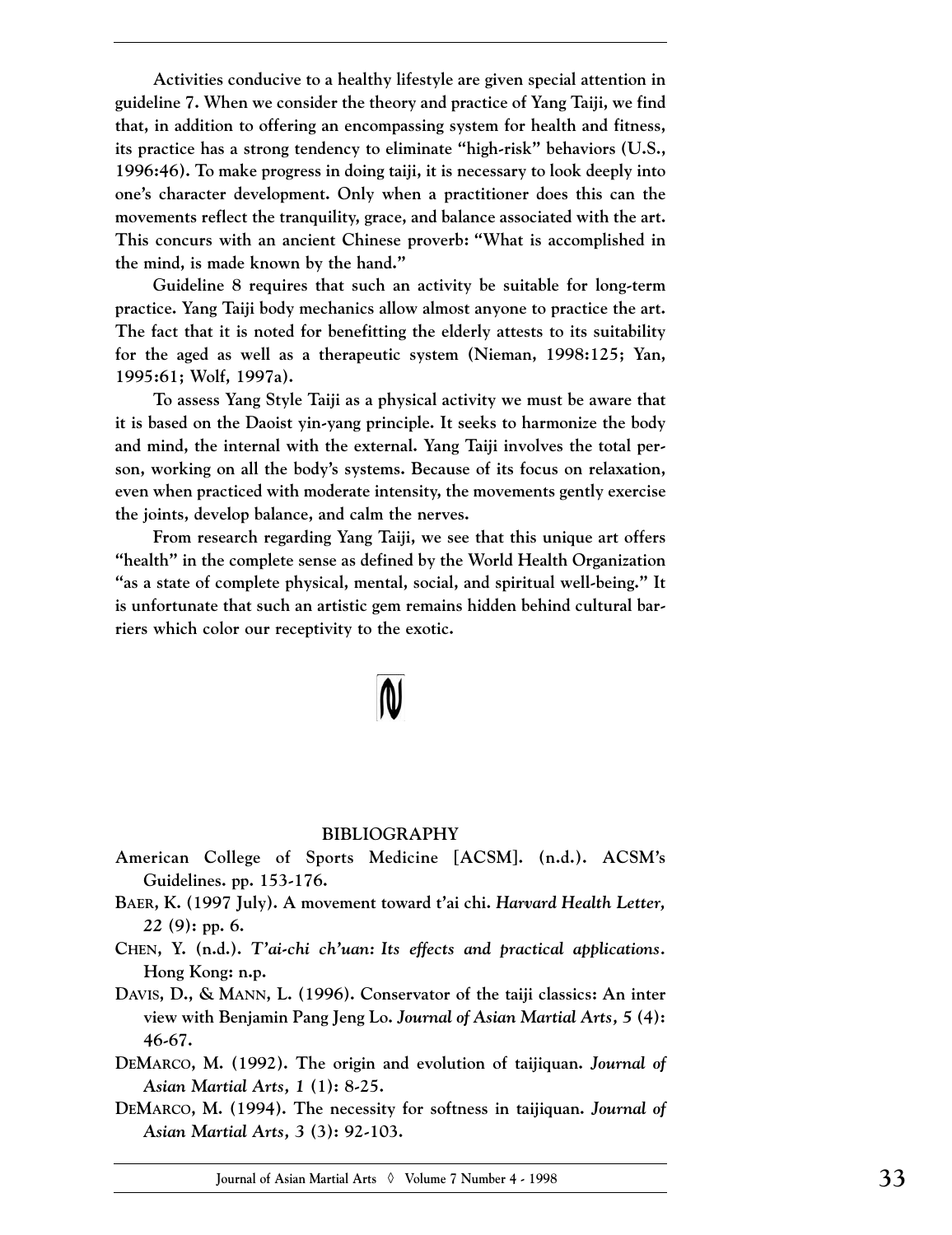Activities conducive to a healthy lifestyle are given special attention in guideline 7. When we consider the theory and practice of Yang Taiji, we find that, in addition to offering an encompassing system for health and fitness, its practice has a strong tendency to eliminate "high-risk" behaviors (U.S., 1996:46). To make progress in doing taiji, it is necessary to look deeply into one's character development. Only when a practitioner does this can the movements reflect the tranquility, grace, and balance associated with the art. This concurs with an ancient Chinese proverb: "What is accomplished in the mind, is made known by the hand."

Guideline 8 requires that such an activity be suitable for long-term practice. Yang Taiji body mechanics allow almost anyone to practice the art. The fact that it is noted for benefitting the elderly attests to its suitability for the aged as well as a therapeutic system (Nieman, 1998:125; Yan, 1995:61; Wolf, 1997a).

To assess Yang Style Taiji as a physical activity we must be aware that it is based on the Daoist yin-yang principle. It seeks to harmonize the body and mind, the internal with the external. Yang Taiji involves the total person, working on all the body's systems. Because of its focus on relaxation, even when practiced with moderate intensity, the movements gently exercise the joints, develop balance, and calm the nerves.

From research regarding Yang Taiji, we see that this unique art offers "health" in the complete sense as defined by the World Health Organization "as a state of complete physical, mental, social, and spiritual well-being." It is unfortunate that such an artistic gem remains hidden behind cultural barriers which color our receptivity to the exotic.

## BIBLIOGRAPHY

American College of Sports Medicine [ACSM]. (n.d.). ACSM's Guidelines. pp. 153-176.

Baer, K. (1997 July). A movement toward t'ai chi. *Harvard Health Letter, 22* (9): pp. 6.

Chen, Y. (n.d.). *T'ai-chi ch'uan: Its effects and practical applications*. Hong Kong: n.p.

Davis, D., & Mann, L. (1996). Conservator of the taiji classics: An inter view with Benjamin Pang Jeng Lo. *Journal of Asian Martial Arts, 5* (4): 46-67.

DeMarco, M. (1992). The origin and evolution of taijiquan. *Journal of Asian Martial Arts, 1* (1): 8-25.

DeMarco, M. (1994). The necessity for softness in taijiquan. *Journal of Asian Martial Arts, 3* (3): 92-103.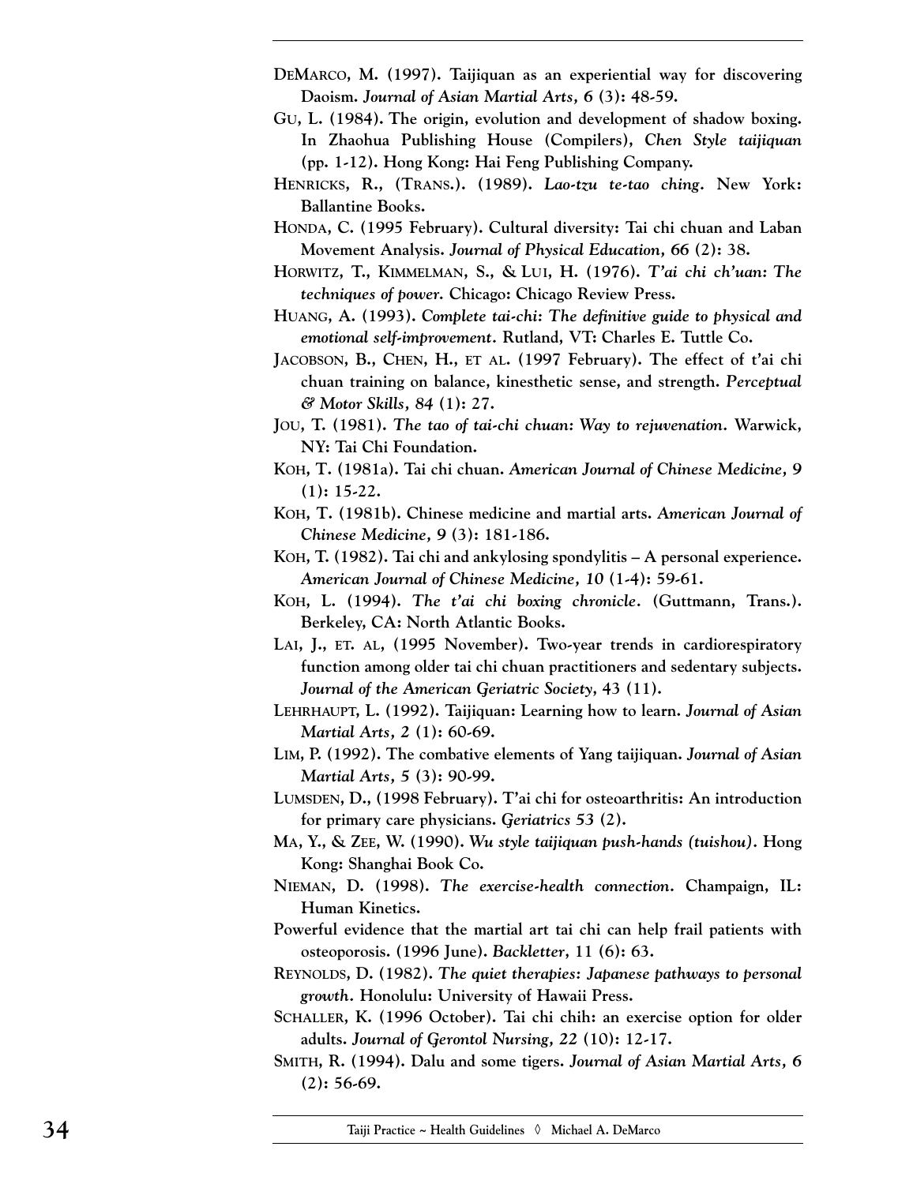DEMARCO, M. (1997). Taijiquan as an experiential way for discovering Daoism. *Journal of Asian Martial Arts, 6* (3): 48-59.

GU, L. (1984). The origin, evolution and development of shadow boxing. In Zhaohua Publishing House (Compilers), *Chen Style taijiquan* (pp. 1-12). Hong Kong: Hai Feng Publishing Company.

HENRICKS, R., (TRANS.). (1989). *Lao-tzu te-tao ching*. New York: Ballantine Books.

HONDA, C. (1995 February). Cultural diversity: Tai chi chuan and Laban Movement Analysis. *Journal of Physical Education, 66* (2): 38.

HORWITZ, T., KIMMELMAN, S., & LUI, H. (1976). *T'ai chi ch'uan: The techniques of power.* Chicago: Chicago Review Press.

HUANG, A. (1993). *Complete tai-chi: The definitive guide to physical and emotional self-improvement*. Rutland, VT: Charles E. Tuttle Co.

JACOBSON, B., CHEN, H., ET AL. (1997 February). The effect of t'ai chi chuan training on balance, kinesthetic sense, and strength. *Perceptual & Motor Skills, 84* (1): 27.

JOU, T. (1981). *The tao of tai-chi chuan: Way to rejuvenation*. Warwick, NY: Tai Chi Foundation.

KOH, T. (1981a). Tai chi chuan. *American Journal of Chinese Medicine, 9* (1): 15-22.

KOH, T. (1981b). Chinese medicine and martial arts. *American Journal of Chinese Medicine, 9* (3): 181-186.

KOH, T. (1982). Tai chi and ankylosing spondylitis – A personal experience. *American Journal of Chinese Medicine, 10* (1-4): 59-61.

KOH, L. (1994). *The t'ai chi boxing chronicle*. (Guttmann, Trans.). Berkeley, CA: North Atlantic Books.

LAI, J., ET. AL, (1995 November). Two-year trends in cardiorespiratory function among older tai chi chuan practitioners and sedentary subjects. *Journal of the American Geriatric Society,* 43 (11).

LEHRHAUPT, L. (1992). Taijiquan: Learning how to learn. *Journal of Asian Martial Arts, 2* (1): 60-69.

LIM, P. (1992). The combative elements of Yang taijiquan. *Journal of Asian Martial Arts, 5* (3): 90-99.

LUMSDEN, D., (1998 February). T'ai chi for osteoarthritis: An introduction for primary care physicians. *Geriatrics 53* (2).

MA, Y., & ZEE, W. (1990). *Wu style taijiquan push-hands (tuishou)*. Hong Kong: Shanghai Book Co.

NIEMAN, D. (1998). *The exercise-health connection*. Champaign, IL: Human Kinetics.

Powerful evidence that the martial art tai chi can help frail patients with osteoporosis. (1996 June). *Backletter,* 11 (6): 63.

REYNOLDS, D. (1982). *The quiet therapies: Japanese pathways to personal growth*. Honolulu: University of Hawaii Press.

SCHALLER, K. (1996 October). Tai chi chih: an exercise option for older adults. *Journal of Gerontol Nursing, 22* (10): 12-17.

SMITH, R. (1994). Dalu and some tigers. *Journal of Asian Martial Arts, 6* (2): 56-69.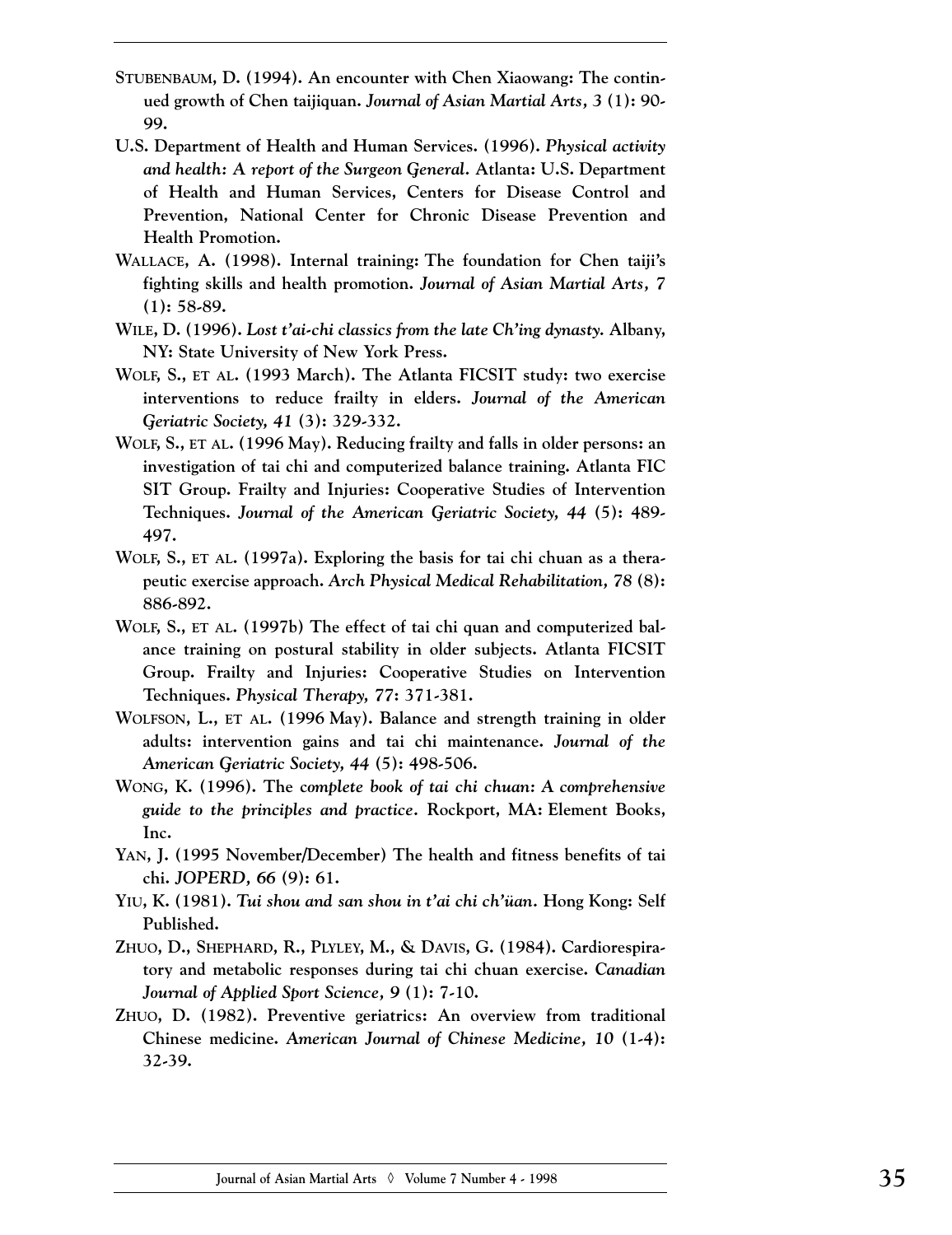STUBENBAUM, D. (1994). An encounter with Chen Xiaowang: The continued growth of Chen taijiquan. *Journal of Asian Martial Arts, 3* (1): 90-99.

U.S. Department of Health and Human Services. (1996). *Physical activity and health: A report of the Surgeon General*. Atlanta: U.S. Department of Health and Human Services, Centers for Disease Control and Prevention, National Center for Chronic Disease Prevention and Health Promotion.

WALLACE, A. (1998). Internal training: The foundation for Chen taiji's fighting skills and health promotion. *Journal of Asian Martial Arts, 7* (1): 58-89.

WILE, D. (1996). *Lost t'ai-chi classics from the late Ch'ing dynasty.* Albany, NY: State University of New York Press.

WOLF, S., ET AL. (1993 March). The Atlanta FICSIT study: two exercise interventions to reduce frailty in elders. *Journal of the American Geriatric Society, 41* (3): 329-332.

WOLF, S., ET AL. (1996 May). Reducing frailty and falls in older persons: an investigation of tai chi and computerized balance training. Atlanta FIC SIT Group. Frailty and Injuries: Cooperative Studies of Intervention Techniques. *Journal of the American Geriatric Society, 44* (5): 489-497.

WOLF, S., ET AL. (1997a). Exploring the basis for tai chi chuan as a therapeutic exercise approach. *Arch Physical Medical Rehabilitation, 78* (8): 886-892.

WOLF, S., ET AL. (1997b) The effect of tai chi quan and computerized balance training on postural stability in older subjects. Atlanta FICSIT Group. Frailty and Injuries: Cooperative Studies on Intervention Techniques. *Physical Therapy, 77*: 371-381.

WOLFSON, L., ET AL. (1996 May). Balance and strength training in older adults: intervention gains and tai chi maintenance. *Journal of the American Geriatric Society, 44* (5): 498-506.

WONG, K. (1996). The *complete book of tai chi chuan: A comprehensive guide to the principles and practice*. Rockport, MA: Element Books, Inc.

YAN, J. (1995 November/December) The health and fitness benefits of tai chi. *JOPERD, 66* (9): 61.

YIU, K. (1981). *Tui shou and san shou in t'ai chi ch'üan*. Hong Kong: Self Published.

ZHUO, D., SHEPHARD, R., PLYLEY, M., & DAVIS, G. (1984). Cardiorespiratory and metabolic responses during tai chi chuan exercise. *Canadian Journal of Applied Sport Science, 9* (1): 7-10.

ZHUO, D. (1982). Preventive geriatrics: An overview from traditional Chinese medicine. *American Journal of Chinese Medicine, 10* (1-4): 32-39.